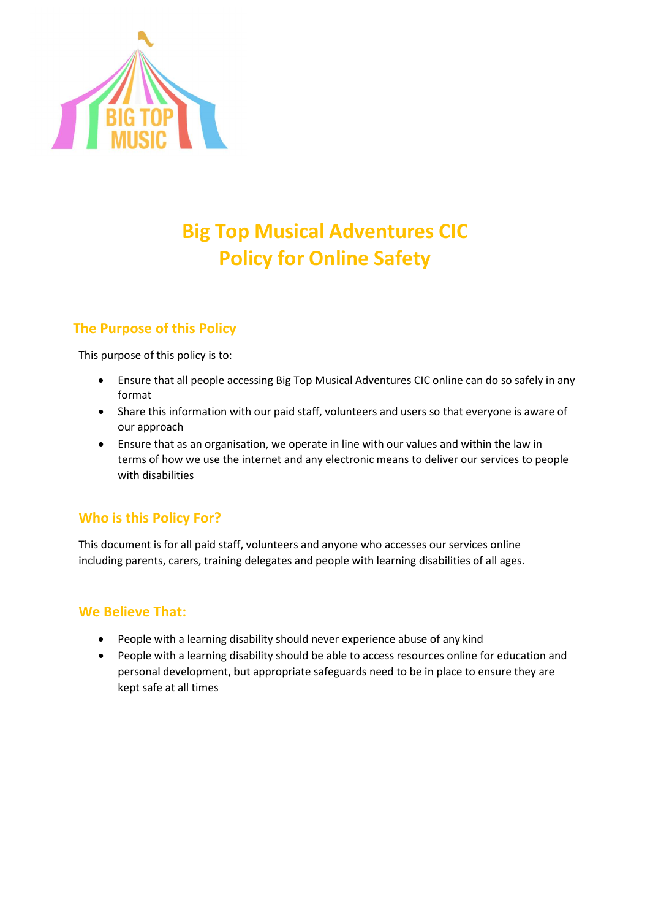# Big Top Musical Adventures CIC
# Policy for Online Safety

## The Purpose of this Policy

This purpose of this policy is to:

- Ensure that all people accessing Big Top Musical Adventures CIC online can do so safely in any format
- Share this information with our paid staff, volunteers and users so that everyone is aware of our approach
- Ensure that as an organisation, we operate in line with our values and within the law in terms of how we use the internet and any electronic means to deliver our services to people with disabilities

## Who is this Policy For?

This document is for all paid staff, volunteers and anyone who accesses our services online including parents, carers, training delegates and people with learning disabilities of all ages.

## We Believe That:

- People with a learning disability should never experience abuse of any kind
- People with a learning disability should be able to access resources online for education and personal development, but appropriate safeguards need to be in place to ensure they are kept safe at all times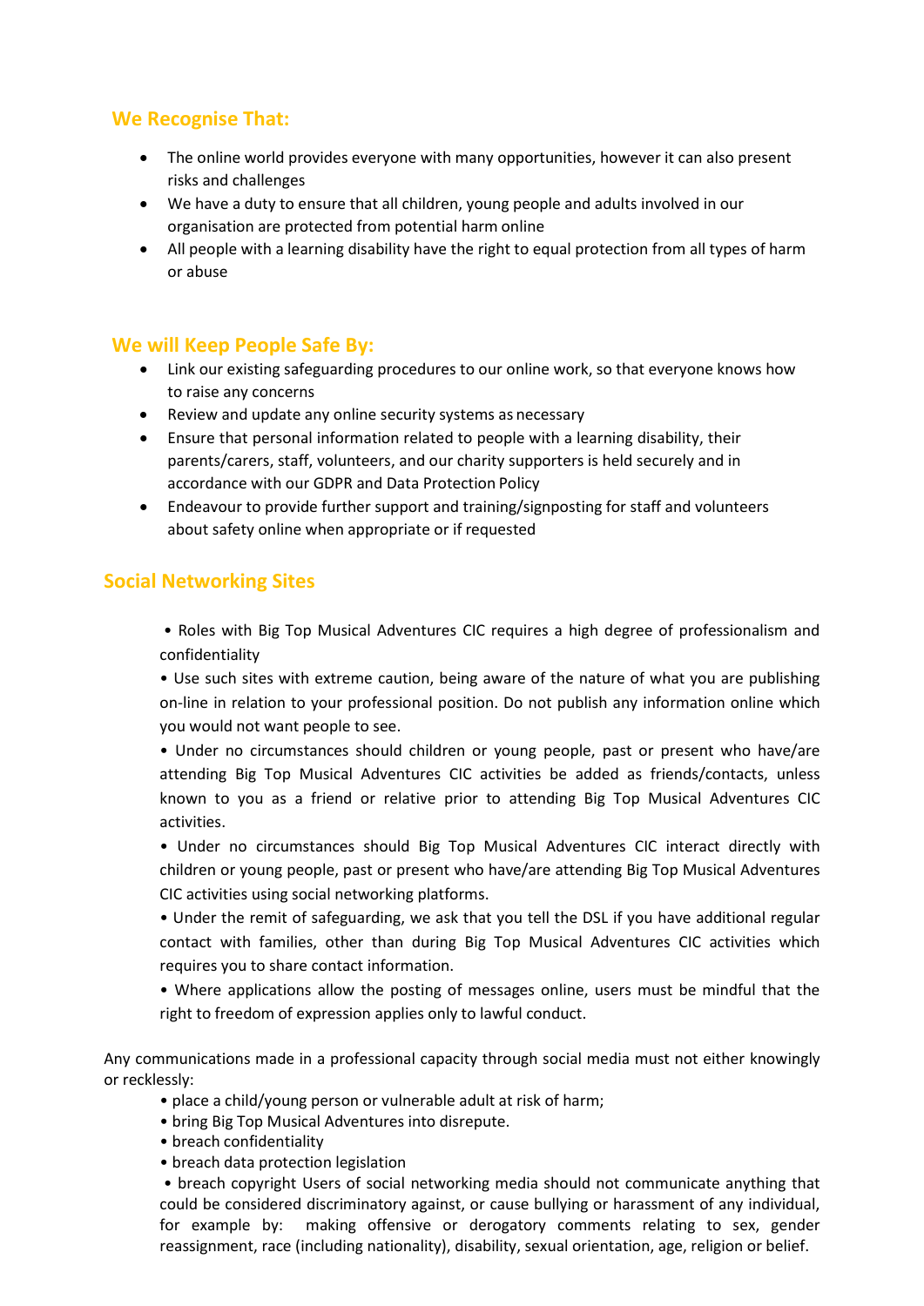## We Recognise That:

- The online world provides everyone with many opportunities, however it can also present risks and challenges
- We have a duty to ensure that all children, young people and adults involved in our organisation are protected from potential harm online
- All people with a learning disability have the right to equal protection from all types of harm or abuse

## We will Keep People Safe By:

- Link our existing safeguarding procedures to our online work, so that everyone knows how to raise any concerns
- Review and update any online security systems as necessary
- Ensure that personal information related to people with a learning disability, their parents/carers, staff, volunteers, and our charity supporters is held securely and in accordance with our GDPR and Data Protection Policy
- Endeavour to provide further support and training/signposting for staff and volunteers about safety online when appropriate or if requested

## Social Networking Sites

- Roles with Big Top Musical Adventures CIC requires a high degree of professionalism and confidentiality
- Use such sites with extreme caution, being aware of the nature of what you are publishing on-line in relation to your professional position. Do not publish any information online which you would not want people to see.
- Under no circumstances should children or young people, past or present who have/are attending Big Top Musical Adventures CIC activities be added as friends/contacts, unless known to you as a friend or relative prior to attending Big Top Musical Adventures CIC activities.
- Under no circumstances should Big Top Musical Adventures CIC interact directly with children or young people, past or present who have/are attending Big Top Musical Adventures CIC activities using social networking platforms.
- Under the remit of safeguarding, we ask that you tell the DSL if you have additional regular contact with families, other than during Big Top Musical Adventures CIC activities which requires you to share contact information.
- Where applications allow the posting of messages online, users must be mindful that the right to freedom of expression applies only to lawful conduct.

Any communications made in a professional capacity through social media must not either knowingly or recklessly:

- place a child/young person or vulnerable adult at risk of harm;
- bring Big Top Musical Adventures into disrepute.
- breach confidentiality
- breach data protection legislation
- breach copyright Users of social networking media should not communicate anything that could be considered discriminatory against, or cause bullying or harassment of any individual, for example by: making offensive or derogatory comments relating to sex, gender reassignment, race (including nationality), disability, sexual orientation, age, religion or belief.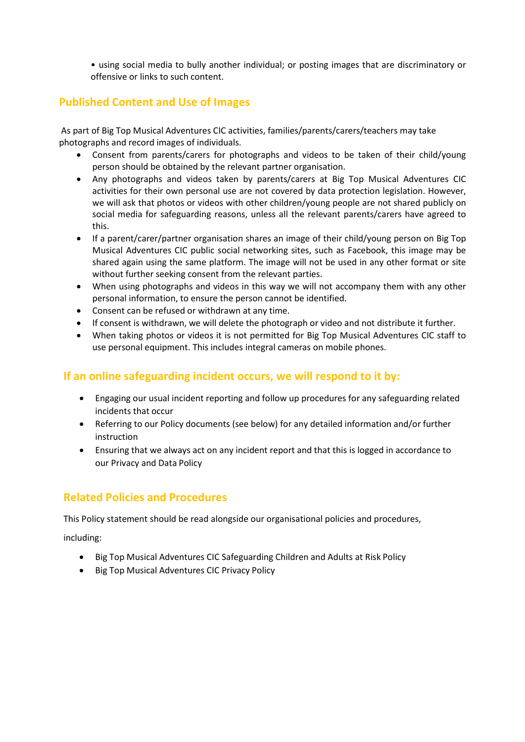- using social media to bully another individual; or posting images that are discriminatory or offensive or links to such content.

## Published Content and Use of Images

As part of Big Top Musical Adventures CIC activities, families/parents/carers/teachers may take photographs and record images of individuals.

- Consent from parents/carers for photographs and videos to be taken of their child/young person should be obtained by the relevant partner organisation.
- Any photographs and videos taken by parents/carers at Big Top Musical Adventures CIC activities for their own personal use are not covered by data protection legislation. However, we will ask that photos or videos with other children/young people are not shared publicly on social media for safeguarding reasons, unless all the relevant parents/carers have agreed to this.
- If a parent/carer/partner organisation shares an image of their child/young person on Big Top Musical Adventures CIC public social networking sites, such as Facebook, this image may be shared again using the same platform. The image will not be used in any other format or site without further seeking consent from the relevant parties.
- When using photographs and videos in this way we will not accompany them with any other personal information, to ensure the person cannot be identified.
- Consent can be refused or withdrawn at any time.
- If consent is withdrawn, we will delete the photograph or video and not distribute it further.
- When taking photos or videos it is not permitted for Big Top Musical Adventures CIC staff to use personal equipment. This includes integral cameras on mobile phones.

## If an online safeguarding incident occurs, we will respond to it by:

- Engaging our usual incident reporting and follow up procedures for any safeguarding related incidents that occur
- Referring to our Policy documents (see below) for any detailed information and/or further instruction
- Ensuring that we always act on any incident report and that this is logged in accordance to our Privacy and Data Policy

## Related Policies and Procedures

This Policy statement should be read alongside our organisational policies and procedures,

including:

- Big Top Musical Adventures CIC Safeguarding Children and Adults at Risk Policy
- Big Top Musical Adventures CIC Privacy Policy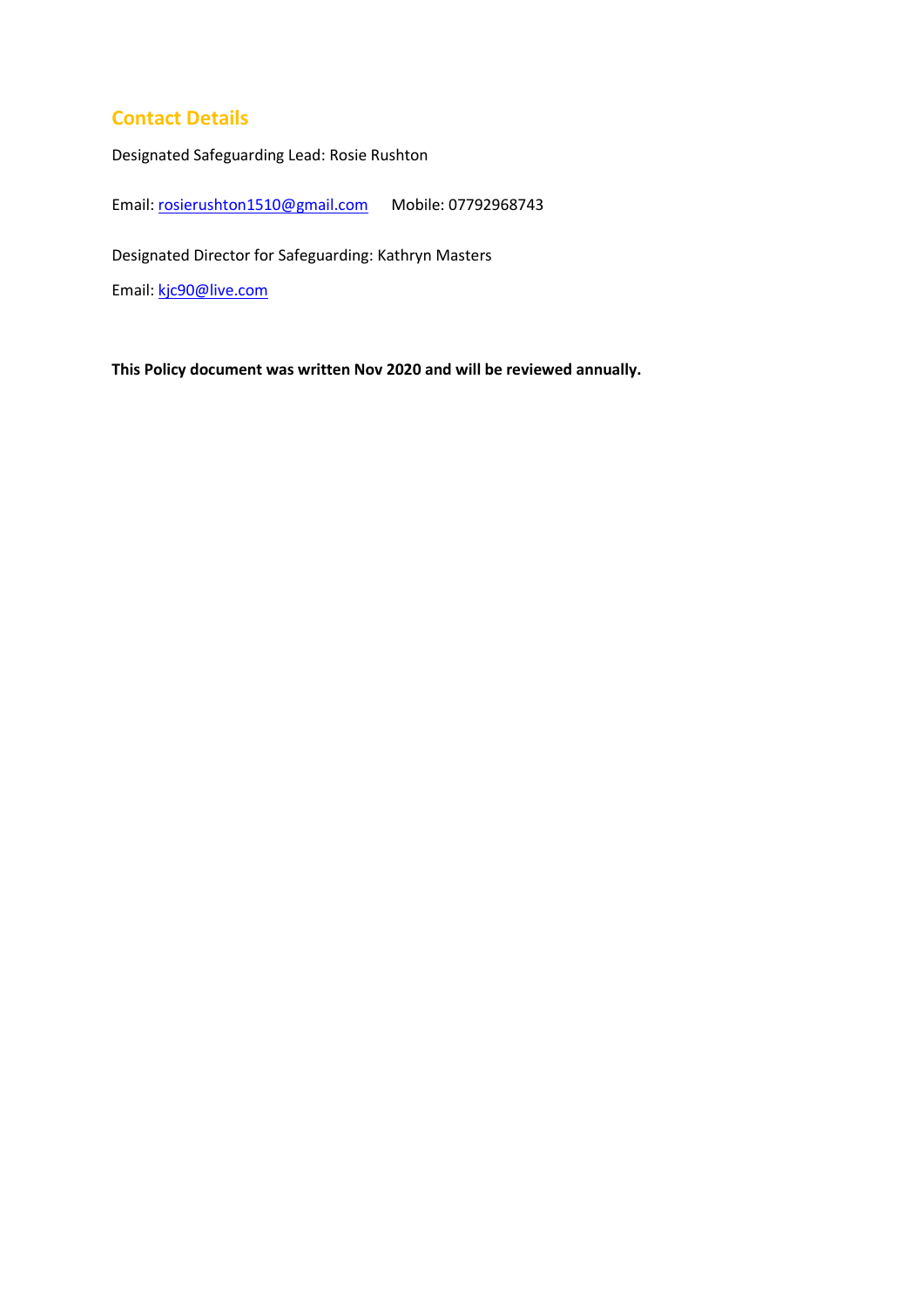## Contact Details

Designated Safeguarding Lead: Rosie Rushton

Email: rosierushton1510@gmail.com Mobile: 07792968743

Designated Director for Safeguarding: Kathryn Masters

Email: kjc90@live.com

**This Policy document was written Nov 2020 and will be reviewed annually.**